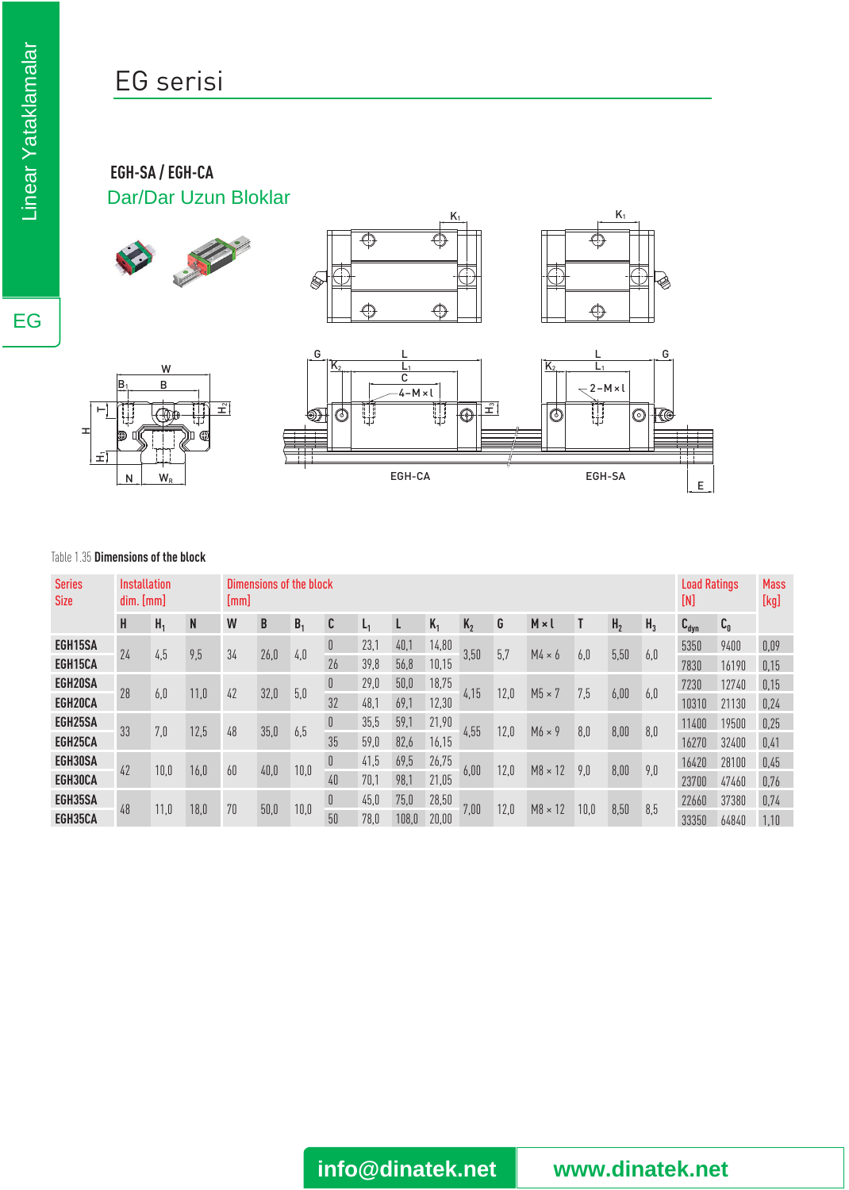# EG serisi

## EGH-SA / EGH-CA

### Dar/Dar Uzun Bloklar

Table 1.35 **Dimensions of the block**

| Series Size | Installation dim. [mm] | | | Dimensions of the block [mm] | | | | | | | | | | | | | Load Ratings [N] | | Mass [kg] |
|---|---|---|---|---|---|---|---|---|---|---|---|---|---|---|---|---|---|---|---|
| | H | $H_1$ | N | W | B | $B_1$ | C | $L_1$ | L | $K_1$ | $K_2$ | G | M × l | T | $H_2$ | $H_3$ | $C_{dyn}$ | $C_0$ | |
| EGH15SA | 24 | 4,5 | 9,5 | 34 | 26,0 | 4,0 | 0 | 23,1 | 40,1 | 14,80 | 3,50 | 5,7 | M4 × 6 | 6,0 | 5,50 | 6,0 | 5350 | 9400 | 0,09 |
| EGH15CA | 24 | 4,5 | 9,5 | 34 | 26,0 | 4,0 | 26 | 39,8 | 56,8 | 10,15 | 3,50 | 5,7 | M4 × 6 | 6,0 | 5,50 | 6,0 | 7830 | 16190 | 0,15 |
| EGH20SA | 28 | 6,0 | 11,0 | 42 | 32,0 | 5,0 | 0 | 29,0 | 50,0 | 18,75 | 4,15 | 12,0 | M5 × 7 | 7,5 | 6,00 | 6,0 | 7230 | 12740 | 0,15 |
| EGH20CA | 28 | 6,0 | 11,0 | 42 | 32,0 | 5,0 | 32 | 48,1 | 69,1 | 12,30 | 4,15 | 12,0 | M5 × 7 | 7,5 | 6,00 | 6,0 | 10310 | 21130 | 0,24 |
| EGH25SA | 33 | 7,0 | 12,5 | 48 | 35,0 | 6,5 | 0 | 35,5 | 59,1 | 21,90 | 4,55 | 12,0 | M6 × 9 | 8,0 | 8,00 | 8,0 | 11400 | 19500 | 0,25 |
| EGH25CA | 33 | 7,0 | 12,5 | 48 | 35,0 | 6,5 | 35 | 59,0 | 82,6 | 16,15 | 4,55 | 12,0 | M6 × 9 | 8,0 | 8,00 | 8,0 | 16270 | 32400 | 0,41 |
| EGH30SA | 42 | 10,0 | 16,0 | 60 | 40,0 | 10,0 | 0 | 41,5 | 69,5 | 26,75 | 6,00 | 12,0 | M8 × 12 | 9,0 | 8,00 | 9,0 | 16420 | 28100 | 0,45 |
| EGH30CA | 42 | 10,0 | 16,0 | 60 | 40,0 | 10,0 | 40 | 70,1 | 98,1 | 21,05 | 6,00 | 12,0 | M8 × 12 | 9,0 | 8,00 | 9,0 | 23700 | 47460 | 0,76 |
| EGH35SA | 48 | 11,0 | 18,0 | 70 | 50,0 | 10,0 | 0 | 45,0 | 75,0 | 28,50 | 7,00 | 12,0 | M8 × 12 | 10,0 | 8,50 | 8,5 | 22660 | 37380 | 0,74 |
| EGH35CA | 48 | 11,0 | 18,0 | 70 | 50,0 | 10,0 | 50 | 78,0 | 108,0 | 20,00 | 7,00 | 12,0 | M8 × 12 | 10,0 | 8,50 | 8,5 | 33350 | 64840 | 1,10 |

info@dinatek.net www.dinatek.net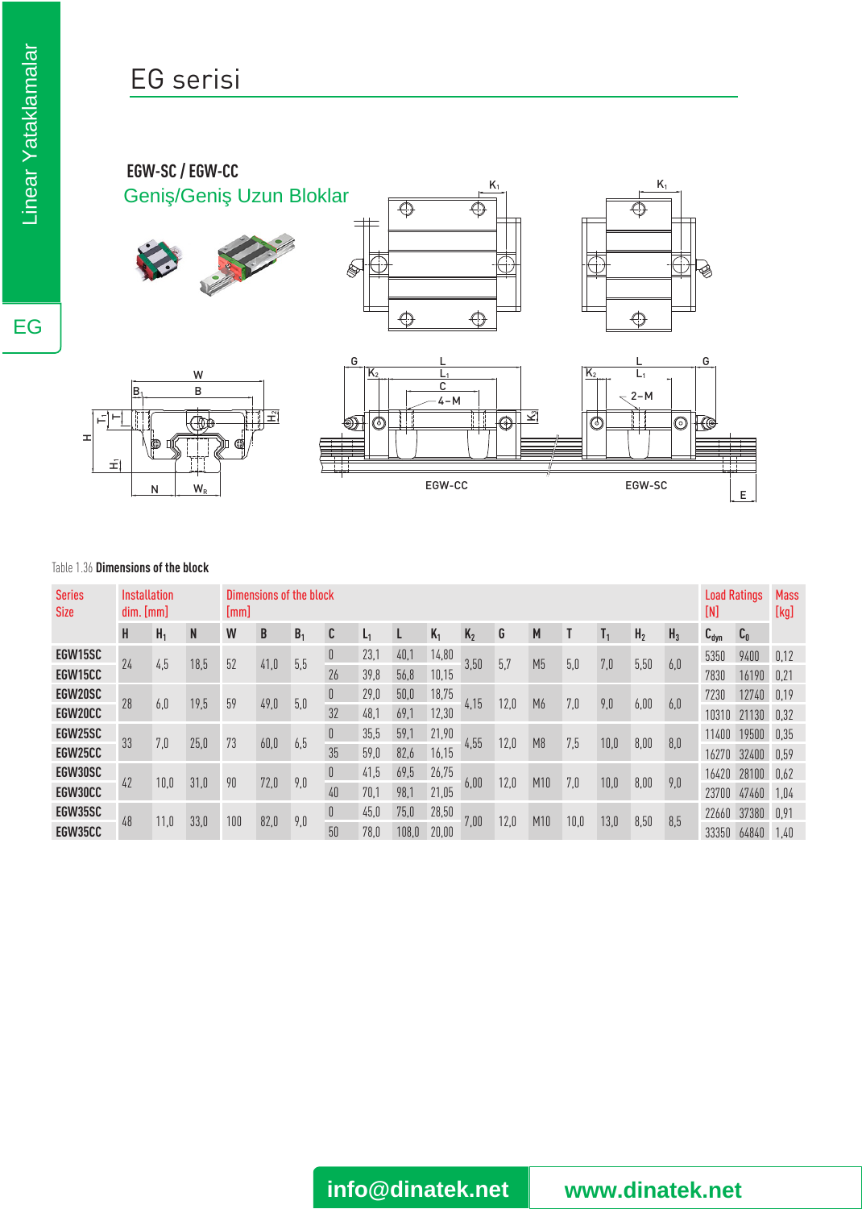# EG serisi

## EGW-SC / EGW-CC

### Geniş/Geniş Uzun Bloklar

Table 1.36 **Dimensions of the block**

| Series Size | Installation dim. [mm] | | | Dimensions of the block [mm] | | | | | | | | | | | | | | Load Ratings [N] | | Mass [kg] |
|---|---|---|---|---|---|---|---|---|---|---|---|---|---|---|---|---|---|---|---|---|
| | H | $H_1$ | N | W | B | $B_1$ | C | $L_1$ | L | $K_1$ | $K_2$ | G | M | T | $T_1$ | $H_2$ | $H_3$ | $C_{dyn}$ | $C_0$ | |
| EGW15SC | 24 | 4,5 | 18,5 | 52 | 41,0 | 5,5 | 0 | 23,1 | 40,1 | 14,80 | 3,50 | 5,7 | M5 | 5,0 | 7,0 | 5,50 | 6,0 | 5350 | 9400 | 0,12 |
| EGW15CC | | | | | | | 26 | 39,8 | 56,8 | 10,15 | | | | | | | | 7830 | 16190 | 0,21 |
| EGW20SC | 28 | 6,0 | 19,5 | 59 | 49,0 | 5,0 | 0 | 29,0 | 50,0 | 18,75 | 4,15 | 12,0 | M6 | 7,0 | 9,0 | 6,00 | 6,0 | 7230 | 12740 | 0,19 |
| EGW20CC | | | | | | | 32 | 48,1 | 69,1 | 12,30 | | | | | | | | 10310 | 21130 | 0,32 |
| EGW25SC | 33 | 7,0 | 25,0 | 73 | 60,0 | 6,5 | 0 | 35,5 | 59,1 | 21,90 | 4,55 | 12,0 | M8 | 7,5 | 10,0 | 8,00 | 8,0 | 11400 | 19500 | 0,35 |
| EGW25CC | | | | | | | 35 | 59,0 | 82,6 | 16,15 | | | | | | | | 16270 | 32400 | 0,59 |
| EGW30SC | 42 | 10,0 | 31,0 | 90 | 72,0 | 9,0 | 0 | 41,5 | 69,5 | 26,75 | 6,00 | 12,0 | M10 | 7,0 | 10,0 | 8,00 | 9,0 | 16420 | 28100 | 0,62 |
| EGW30CC | | | | | | | 40 | 70,1 | 98,1 | 21,05 | | | | | | | | 23700 | 47460 | 1,04 |
| EGW35SC | 48 | 11,0 | 33,0 | 100 | 82,0 | 9,0 | 0 | 45,0 | 75,0 | 28,50 | 7,00 | 12,0 | M10 | 10,0 | 13,0 | 8,50 | 8,5 | 22660 | 37380 | 0,91 |
| EGW35CC | | | | | | | 50 | 78,0 | 108,0 | 20,00 | | | | | | | | 33350 | 64840 | 1,40 |

info@dinatek.net www.dinatek.net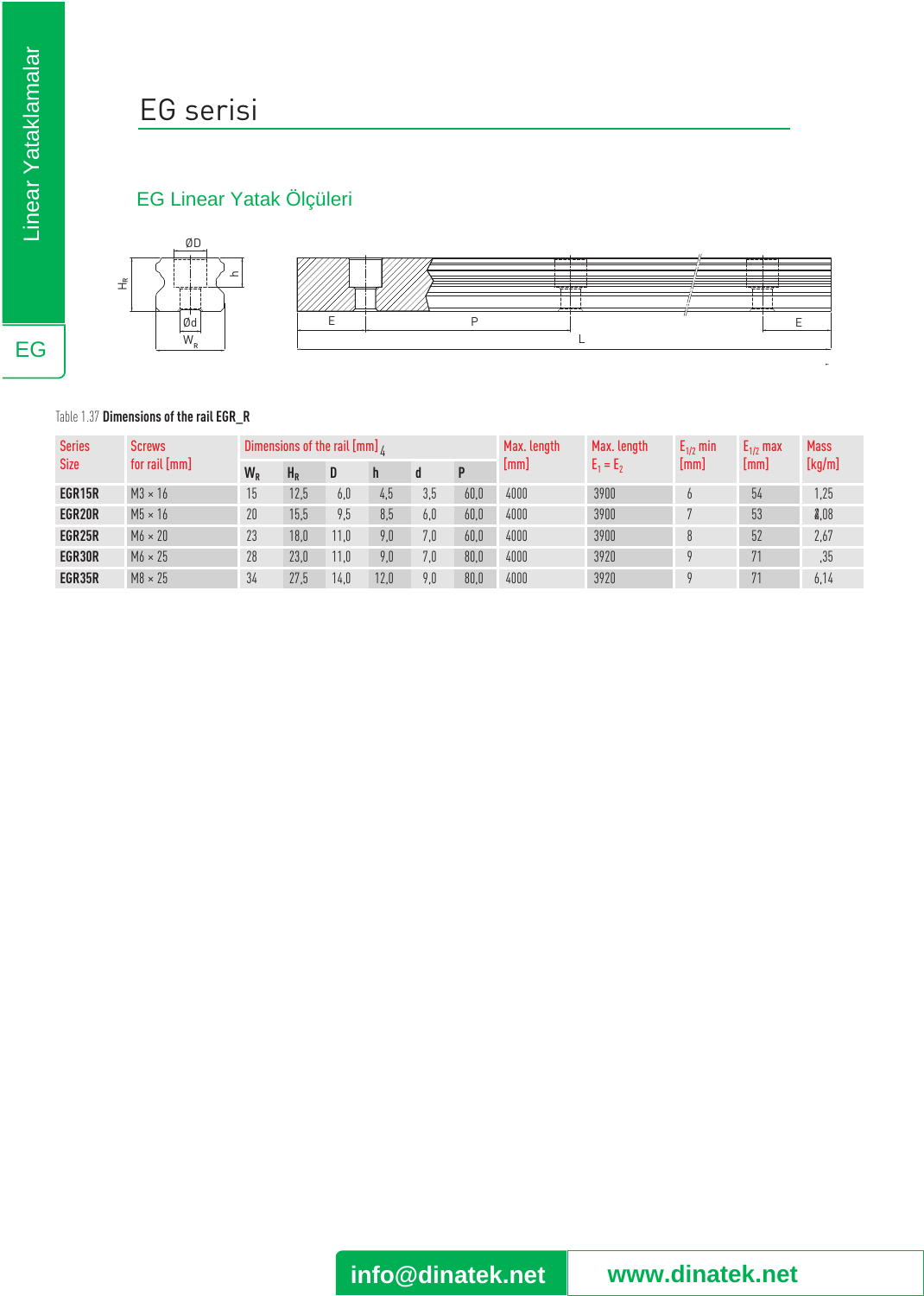# EG serisi

## EG Linear Yatak Ölçüleri

Table 1.37 **Dimensions of the rail EGR_R**

| Series Size | Screws for rail [mm] | Dimensions of the rail [mm] | | | | | | Max. length [mm] | Max. length $E_1 = E_2$ | $E_{1/2}$ min [mm] | $E_{1/2}$ max [mm] | Mass [kg/m] |
|---|---|---|---|---|---|---|---|---|---|---|---|---|
| | | $W_R$ | $H_R$ | D | h | d | P | | | | | |
| **EGR15R** | M3 × 16 | 15 | 12,5 | 6,0 | 4,5 | 3,5 | 60,0 | 4000 | 3900 | 6 | 54 | 1,25 |
| **EGR20R** | M5 × 16 | 20 | 15,5 | 9,5 | 8,5 | 6,0 | 60,0 | 4000 | 3900 | 7 | 53 | 2,08 |
| **EGR25R** | M6 × 20 | 23 | 18,0 | 11,0 | 9,0 | 7,0 | 60,0 | 4000 | 3900 | 8 | 52 | 2,67 |
| **EGR30R** | M6 × 25 | 28 | 23,0 | 11,0 | 9,0 | 7,0 | 80,0 | 4000 | 3920 | 9 | 71 | ,35 |
| **EGR35R** | M8 × 25 | 34 | 27,5 | 14,0 | 12,0 | 9,0 | 80,0 | 4000 | 3920 | 9 | 71 | 6,14 |